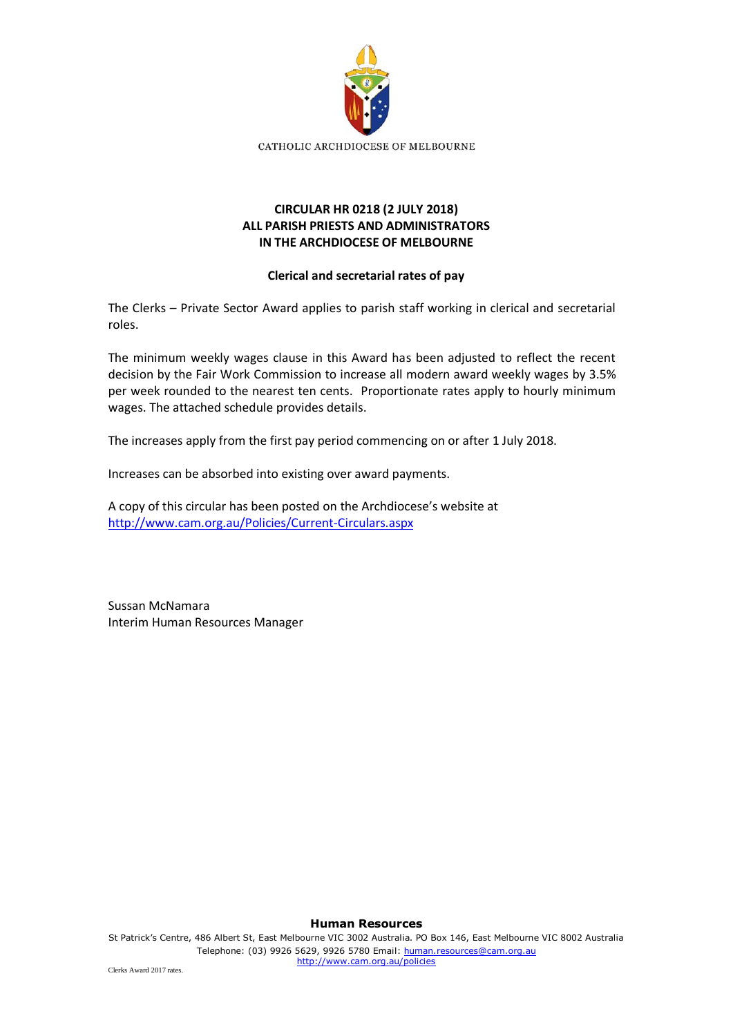CATHOLIC ARCHDIOCESE OF MELBOURNE

**CIRCULAR HR 0218 (2 JULY 2018)**
**ALL PARISH PRIESTS AND ADMINISTRATORS**
**IN THE ARCHDIOCESE OF MELBOURNE**

**Clerical and secretarial rates of pay**

The Clerks – Private Sector Award applies to parish staff working in clerical and secretarial roles.

The minimum weekly wages clause in this Award has been adjusted to reflect the recent decision by the Fair Work Commission to increase all modern award weekly wages by 3.5% per week rounded to the nearest ten cents. Proportionate rates apply to hourly minimum wages. The attached schedule provides details.

The increases apply from the first pay period commencing on or after 1 July 2018.

Increases can be absorbed into existing over award payments.

A copy of this circular has been posted on the Archdiocese's website at
http://www.cam.org.au/Policies/Current-Circulars.aspx

Sussan McNamara
Interim Human Resources Manager

**Human Resources**
St Patrick's Centre, 486 Albert St, East Melbourne VIC 3002 Australia. PO Box 146, East Melbourne VIC 8002 Australia
Telephone: (03) 9926 5629, 9926 5780 Email: human.resources@cam.org.au
http://www.cam.org.au/policies

Clerks Award 2017 rates.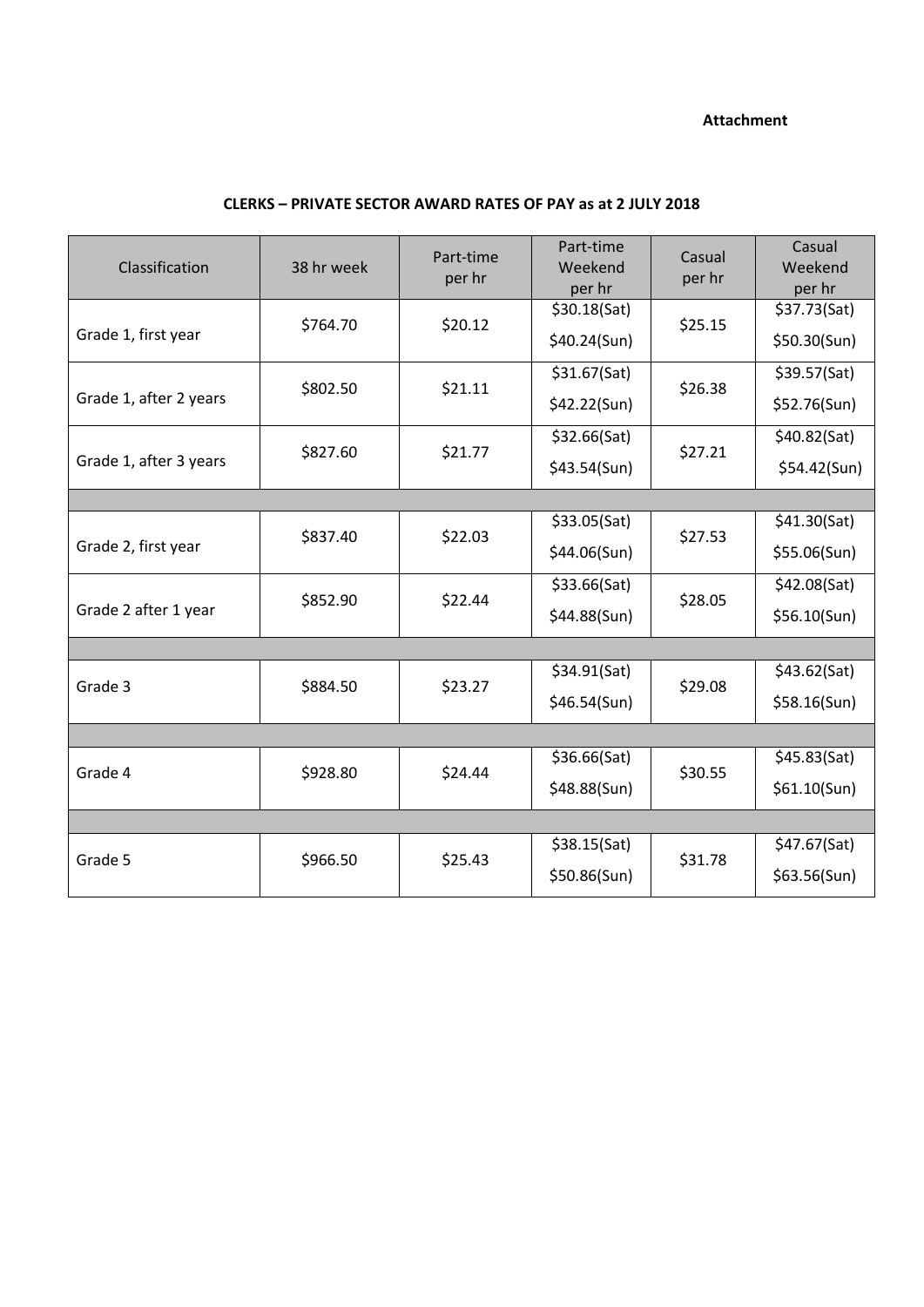**Attachment**

**CLERKS – PRIVATE SECTOR AWARD RATES OF PAY as at 2 JULY 2018**

| Classification | 38 hr week | Part-time per hr | Part-time Weekend per hr | Casual per hr | Casual Weekend per hr |
|---|---|---|---|---|---|
| Grade 1, first year | $764.70 | $20.12 | $30.18(Sat) $40.24(Sun) | $25.15 | $37.73(Sat) $50.30(Sun) |
| Grade 1, after 2 years | $802.50 | $21.11 | $31.67(Sat) $42.22(Sun) | $26.38 | $39.57(Sat) $52.76(Sun) |
| Grade 1, after 3 years | $827.60 | $21.77 | $32.66(Sat) $43.54(Sun) | $27.21 | $40.82(Sat) $54.42(Sun) |
| | | | | | |
| Grade 2, first year | $837.40 | $22.03 | $33.05(Sat) $44.06(Sun) | $27.53 | $41.30(Sat) $55.06(Sun) |
| Grade 2 after 1 year | $852.90 | $22.44 | $33.66(Sat) $44.88(Sun) | $28.05 | $42.08(Sat) $56.10(Sun) |
| | | | | | |
| Grade 3 | $884.50 | $23.27 | $34.91(Sat) $46.54(Sun) | $29.08 | $43.62(Sat) $58.16(Sun) |
| | | | | | |
| Grade 4 | $928.80 | $24.44 | $36.66(Sat) $48.88(Sun) | $30.55 | $45.83(Sat) $61.10(Sun) |
| | | | | | |
| Grade 5 | $966.50 | $25.43 | $38.15(Sat) $50.86(Sun) | $31.78 | $47.67(Sat) $63.56(Sun) |